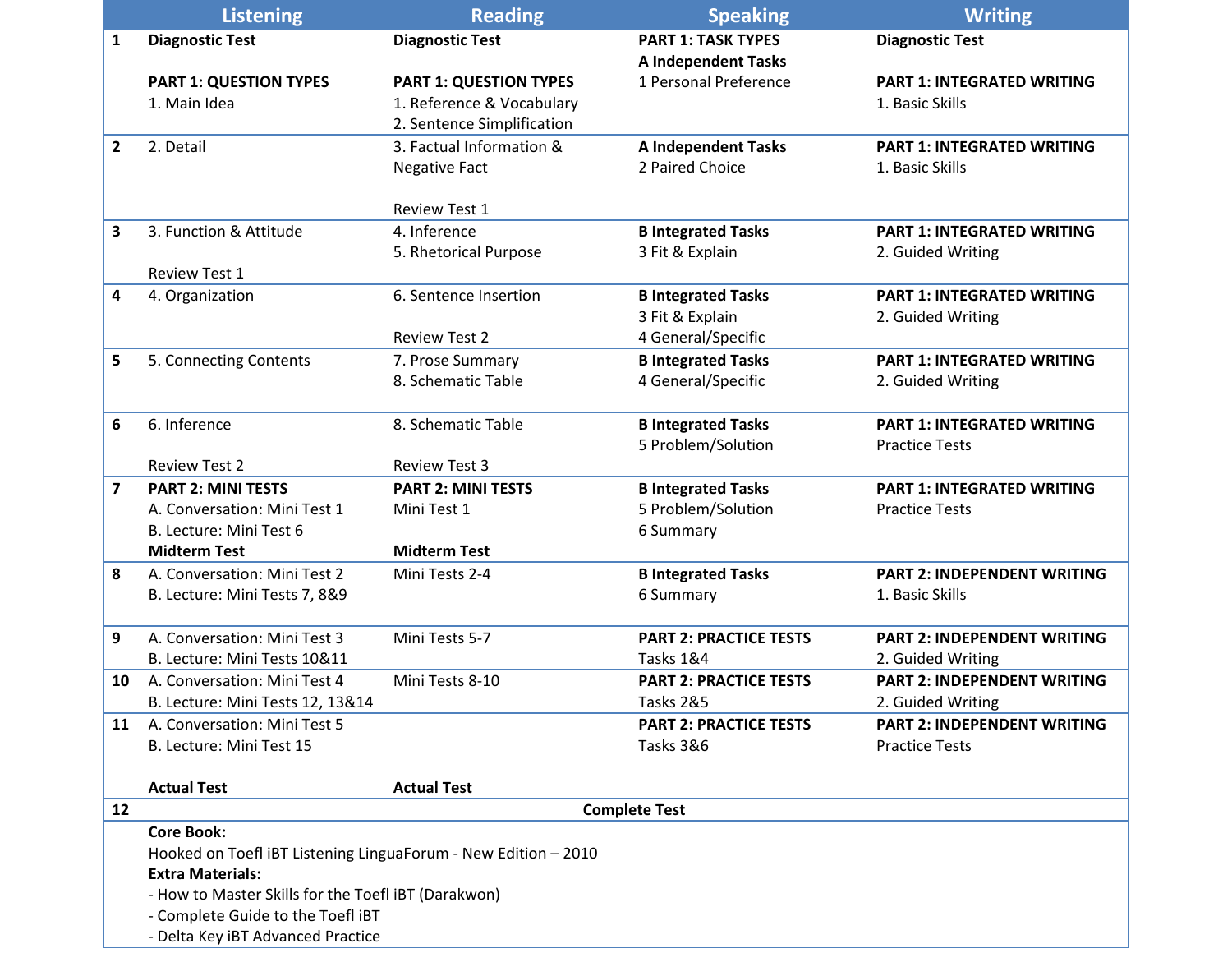| | Listening | Reading | Speaking | Writing |
|---|---|---|---|---|
| 1 | **Diagnostic Test**<br><br>**PART 1: QUESTION TYPES**<br>1. Main Idea | **Diagnostic Test**<br><br>**PART 1: QUESTION TYPES**<br>1. Reference & Vocabulary<br>2. Sentence Simplification | **PART 1: TASK TYPES**<br>**A Independent Tasks**<br>1 Personal Preference | **Diagnostic Test**<br><br>**PART 1: INTEGRATED WRITING**<br>1. Basic Skills |
| 2 | 2. Detail | 3. Factual Information & Negative Fact<br><br>Review Test 1 | **A Independent Tasks**<br>2 Paired Choice | **PART 1: INTEGRATED WRITING**<br>1. Basic Skills |
| 3 | 3. Function & Attitude<br><br>Review Test 1 | 4. Inference<br>5. Rhetorical Purpose | **B Integrated Tasks**<br>3 Fit & Explain | **PART 1: INTEGRATED WRITING**<br>2. Guided Writing |
| 4 | 4. Organization | 6. Sentence Insertion<br><br>Review Test 2 | **B Integrated Tasks**<br>3 Fit & Explain<br>4 General/Specific | **PART 1: INTEGRATED WRITING**<br>2. Guided Writing |
| 5 | 5. Connecting Contents | 7. Prose Summary<br>8. Schematic Table | **B Integrated Tasks**<br>4 General/Specific | **PART 1: INTEGRATED WRITING**<br>2. Guided Writing |
| 6 | 6. Inference<br><br>Review Test 2 | 8. Schematic Table<br><br>Review Test 3 | **B Integrated Tasks**<br>5 Problem/Solution | **PART 1: INTEGRATED WRITING**<br>Practice Tests |
| 7 | **PART 2: MINI TESTS**<br>A. Conversation: Mini Test 1<br>B. Lecture: Mini Test 6<br>**Midterm Test** | **PART 2: MINI TESTS**<br>Mini Test 1<br><br>**Midterm Test** | **B Integrated Tasks**<br>5 Problem/Solution<br>6 Summary | **PART 1: INTEGRATED WRITING**<br>Practice Tests |
| 8 | A. Conversation: Mini Test 2<br>B. Lecture: Mini Tests 7, 8&9 | Mini Tests 2-4 | **B Integrated Tasks**<br>6 Summary | **PART 2: INDEPENDENT WRITING**<br>1. Basic Skills |
| 9 | A. Conversation: Mini Test 3<br>B. Lecture: Mini Tests 10&11 | Mini Tests 5-7 | **PART 2: PRACTICE TESTS**<br>Tasks 1&4 | **PART 2: INDEPENDENT WRITING**<br>2. Guided Writing |
| 10 | A. Conversation: Mini Test 4<br>B. Lecture: Mini Tests 12, 13&14 | Mini Tests 8-10 | **PART 2: PRACTICE TESTS**<br>Tasks 2&5 | **PART 2: INDEPENDENT WRITING**<br>2. Guided Writing |
| 11 | A. Conversation: Mini Test 5<br>B. Lecture: Mini Test 15<br><br>**Actual Test** | <br><br><br>**Actual Test** | **PART 2: PRACTICE TESTS**<br>Tasks 3&6 | **PART 2: INDEPENDENT WRITING**<br>Practice Tests |
| 12 | **Complete Test** | | | |

**Core Book:**
Hooked on Toefl iBT Listening LinguaForum - New Edition – 2010

**Extra Materials:**
- How to Master Skills for the Toefl iBT (Darakwon)
- Complete Guide to the Toefl iBT
- Delta Key iBT Advanced Practice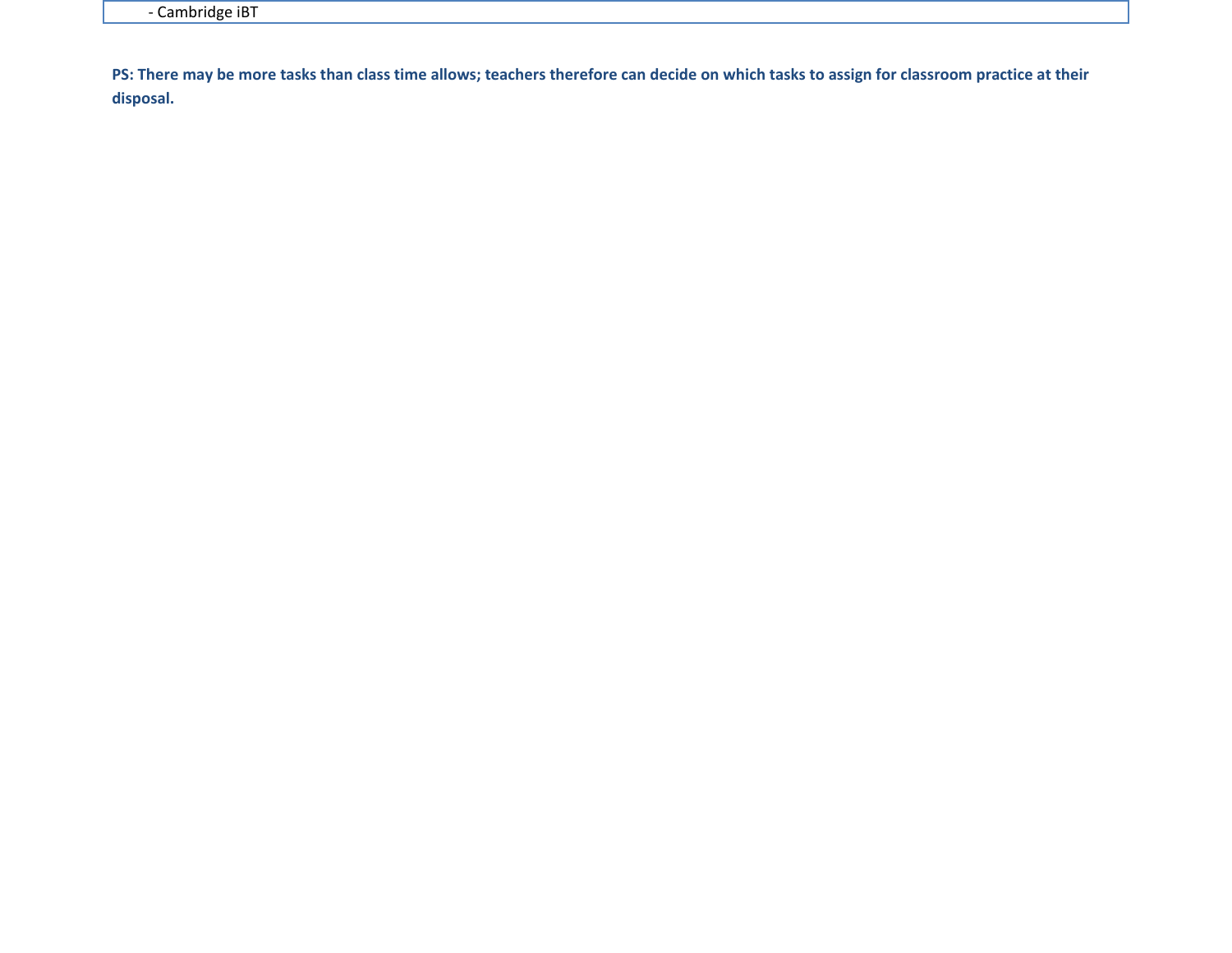- Cambridge iBT

**PS: There may be more tasks than class time allows; teachers therefore can decide on which tasks to assign for classroom practice at their disposal.**